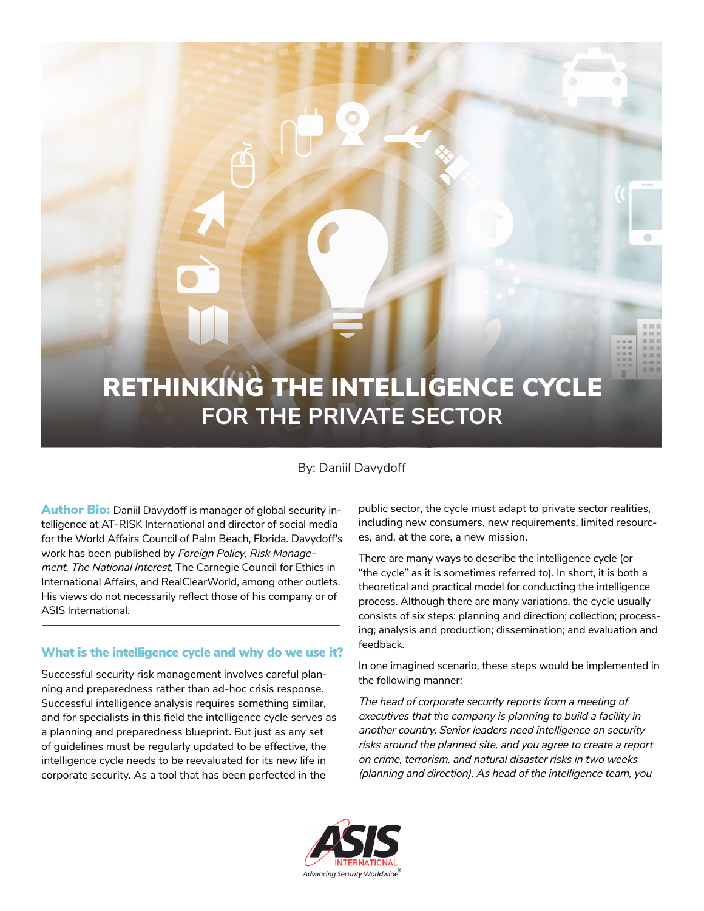# RETHINKING THE INTELLIGENCE CYCLE FOR THE PRIVATE SECTOR

By: Daniil Davydoff

**Author Bio:** Daniil Davydoff is manager of global security intelligence at AT-RISK International and director of social media for the World Affairs Council of Palm Beach, Florida. Davydoff's work has been published by *Foreign Policy*, *Risk Management*, *The National Interest*, The Carnegie Council for Ethics in International Affairs, and RealClearWorld, among other outlets. His views do not necessarily reflect those of his company or of ASIS International.

## What is the intelligence cycle and why do we use it?

Successful security risk management involves careful planning and preparedness rather than ad-hoc crisis response. Successful intelligence analysis requires something similar, and for specialists in this field the intelligence cycle serves as a planning and preparedness blueprint. But just as any set of guidelines must be regularly updated to be effective, the intelligence cycle needs to be reevaluated for its new life in corporate security. As a tool that has been perfected in the public sector, the cycle must adapt to private sector realities, including new consumers, new requirements, limited resources, and, at the core, a new mission.

There are many ways to describe the intelligence cycle (or "the cycle" as it is sometimes referred to). In short, it is both a theoretical and practical model for conducting the intelligence process. Although there are many variations, the cycle usually consists of six steps: planning and direction; collection; processing; analysis and production; dissemination; and evaluation and feedback.

In one imagined scenario, these steps would be implemented in the following manner:

*The head of corporate security reports from a meeting of executives that the company is planning to build a facility in another country. Senior leaders need intelligence on security risks around the planned site, and you agree to create a report on crime, terrorism, and natural disaster risks in two weeks (planning and direction). As head of the intelligence team, you*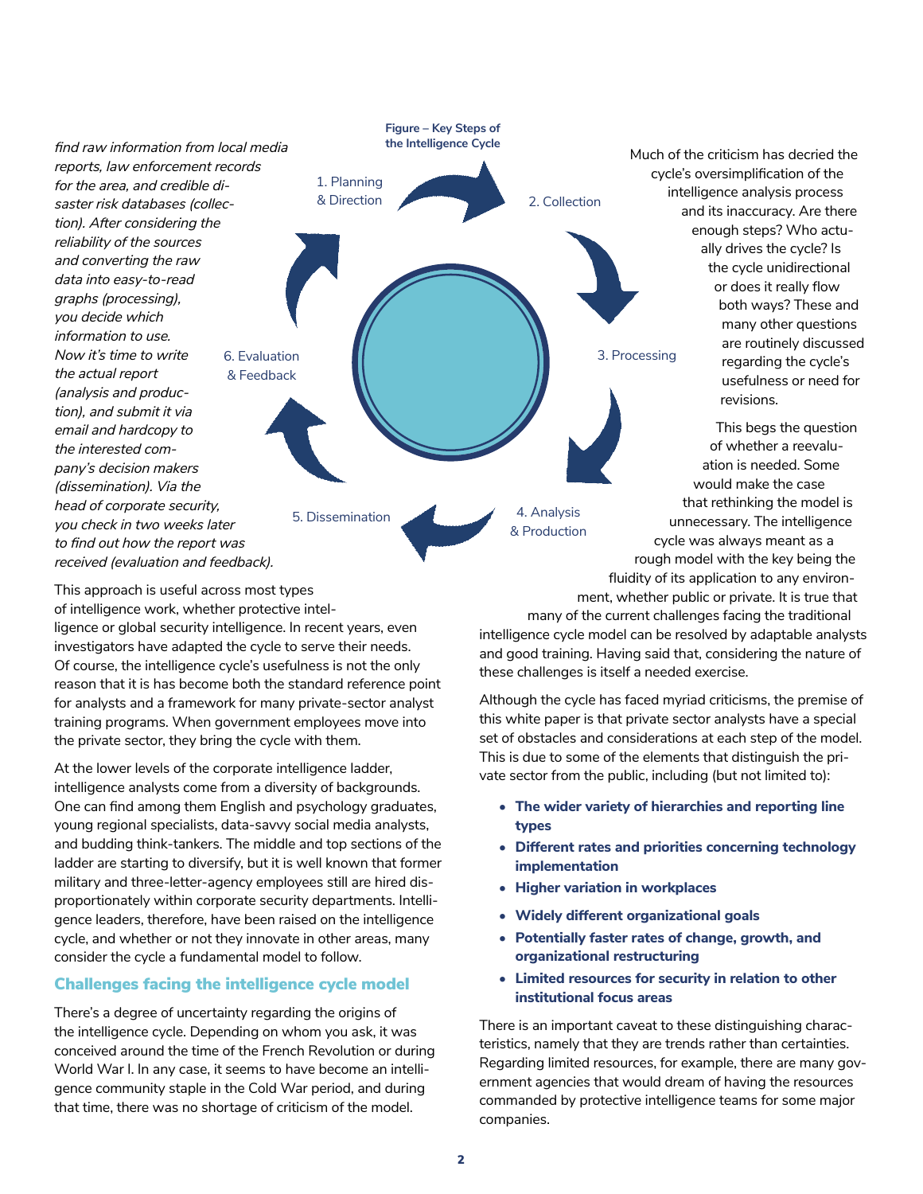*find raw information from local media reports, law enforcement records for the area, and credible disaster risk databases (collection). After considering the reliability of the sources and converting the raw data into easy-to-read graphs (processing), you decide which information to use. Now it's time to write the actual report (analysis and production), and submit it via email and hardcopy to the interested company's decision makers (dissemination). Via the head of corporate security, you check in two weeks later to find out how the report was received (evaluation and feedback).*

**Figure – Key Steps of the Intelligence Cycle**

1. Planning & Direction
2. Collection
3. Processing
4. Analysis & Production
5. Dissemination
6. Evaluation & Feedback

This approach is useful across most types of intelligence work, whether protective intelligence or global security intelligence. In recent years, even investigators have adapted the cycle to serve their needs. Of course, the intelligence cycle's usefulness is not the only reason that it is has become both the standard reference point for analysts and a framework for many private-sector analyst training programs. When government employees move into the private sector, they bring the cycle with them.

At the lower levels of the corporate intelligence ladder, intelligence analysts come from a diversity of backgrounds. One can find among them English and psychology graduates, young regional specialists, data-savvy social media analysts, and budding think-tankers. The middle and top sections of the ladder are starting to diversify, but it is well known that former military and three-letter-agency employees still are hired disproportionately within corporate security departments. Intelligence leaders, therefore, have been raised on the intelligence cycle, and whether or not they innovate in other areas, many consider the cycle a fundamental model to follow.

## Challenges facing the intelligence cycle model

There's a degree of uncertainty regarding the origins of the intelligence cycle. Depending on whom you ask, it was conceived around the time of the French Revolution or during World War I. In any case, it seems to have become an intelligence community staple in the Cold War period, and during that time, there was no shortage of criticism of the model.

Much of the criticism has decried the cycle's oversimplification of the intelligence analysis process and its inaccuracy. Are there enough steps? Who actually drives the cycle? Is the cycle unidirectional or does it really flow both ways? These and many other questions are routinely discussed regarding the cycle's usefulness or need for revisions.

This begs the question of whether a reevaluation is needed. Some would make the case that rethinking the model is unnecessary. The intelligence cycle was always meant as a rough model with the key being the fluidity of its application to any environment, whether public or private. It is true that many of the current challenges facing the traditional intelligence cycle model can be resolved by adaptable analysts and good training. Having said that, considering the nature of these challenges is itself a needed exercise.

Although the cycle has faced myriad criticisms, the premise of this white paper is that private sector analysts have a special set of obstacles and considerations at each step of the model. This is due to some of the elements that distinguish the private sector from the public, including (but not limited to):

- **The wider variety of hierarchies and reporting line types**
- **Different rates and priorities concerning technology implementation**
- **Higher variation in workplaces**
- **Widely different organizational goals**
- **Potentially faster rates of change, growth, and organizational restructuring**
- **Limited resources for security in relation to other institutional focus areas**

There is an important caveat to these distinguishing characteristics, namely that they are trends rather than certainties. Regarding limited resources, for example, there are many government agencies that would dream of having the resources commanded by protective intelligence teams for some major companies.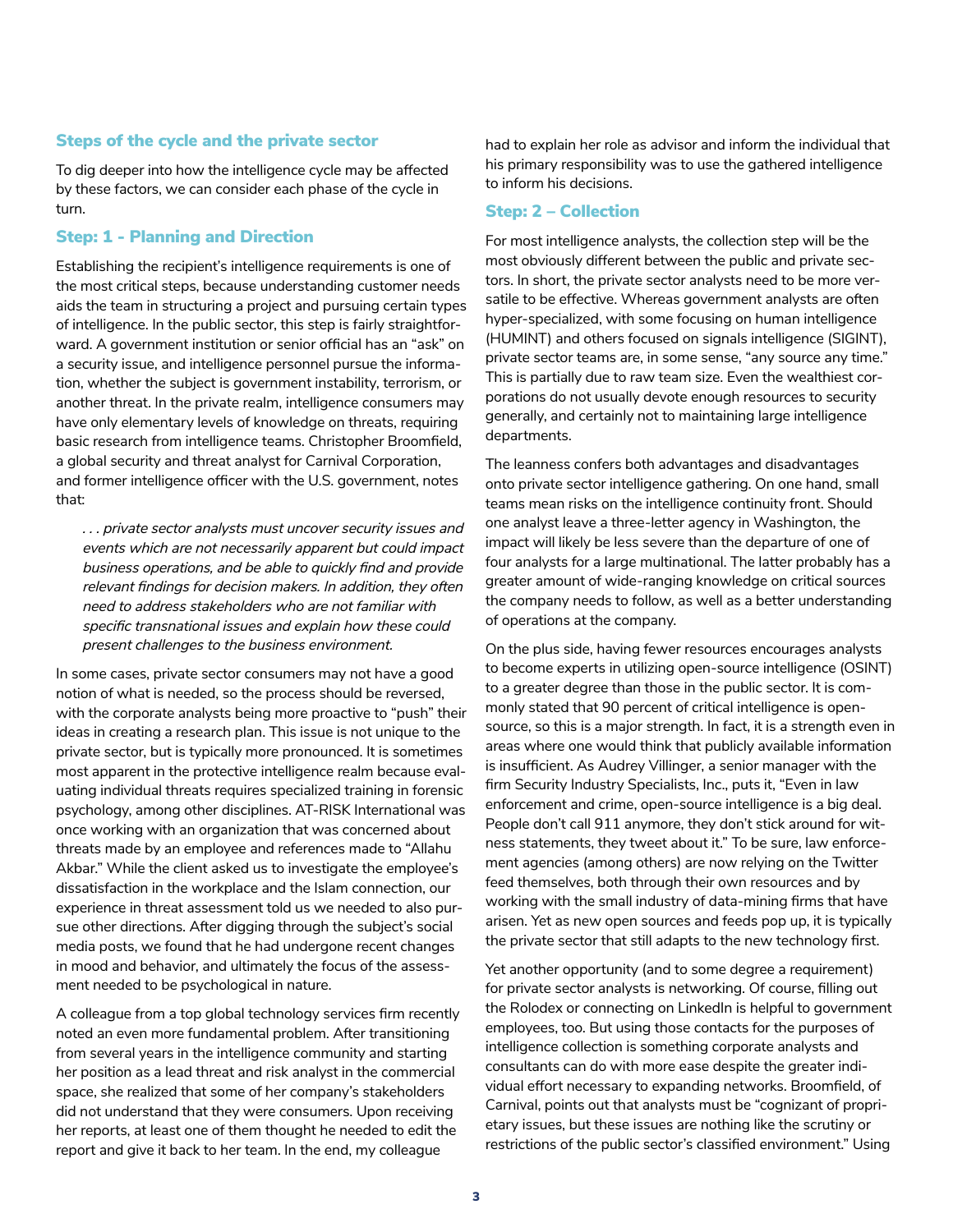## Steps of the cycle and the private sector

To dig deeper into how the intelligence cycle may be affected by these factors, we can consider each phase of the cycle in turn.

### Step: 1 - Planning and Direction

Establishing the recipient's intelligence requirements is one of the most critical steps, because understanding customer needs aids the team in structuring a project and pursuing certain types of intelligence. In the public sector, this step is fairly straightforward. A government institution or senior official has an "ask" on a security issue, and intelligence personnel pursue the information, whether the subject is government instability, terrorism, or another threat. In the private realm, intelligence consumers may have only elementary levels of knowledge on threats, requiring basic research from intelligence teams. Christopher Broomfield, a global security and threat analyst for Carnival Corporation, and former intelligence officer with the U.S. government, notes that:

> *. . . private sector analysts must uncover security issues and events which are not necessarily apparent but could impact business operations, and be able to quickly find and provide relevant findings for decision makers. In addition, they often need to address stakeholders who are not familiar with specific transnational issues and explain how these could present challenges to the business environment.*

In some cases, private sector consumers may not have a good notion of what is needed, so the process should be reversed, with the corporate analysts being more proactive to "push" their ideas in creating a research plan. This issue is not unique to the private sector, but is typically more pronounced. It is sometimes most apparent in the protective intelligence realm because evaluating individual threats requires specialized training in forensic psychology, among other disciplines. AT-RISK International was once working with an organization that was concerned about threats made by an employee and references made to "Allahu Akbar." While the client asked us to investigate the employee's dissatisfaction in the workplace and the Islam connection, our experience in threat assessment told us we needed to also pursue other directions. After digging through the subject's social media posts, we found that he had undergone recent changes in mood and behavior, and ultimately the focus of the assessment needed to be psychological in nature.

A colleague from a top global technology services firm recently noted an even more fundamental problem. After transitioning from several years in the intelligence community and starting her position as a lead threat and risk analyst in the commercial space, she realized that some of her company's stakeholders did not understand that they were consumers. Upon receiving her reports, at least one of them thought he needed to edit the report and give it back to her team. In the end, my colleague had to explain her role as advisor and inform the individual that his primary responsibility was to use the gathered intelligence to inform his decisions.

### Step: 2 – Collection

For most intelligence analysts, the collection step will be the most obviously different between the public and private sectors. In short, the private sector analysts need to be more versatile to be effective. Whereas government analysts are often hyper-specialized, with some focusing on human intelligence (HUMINT) and others focused on signals intelligence (SIGINT), private sector teams are, in some sense, "any source any time." This is partially due to raw team size. Even the wealthiest corporations do not usually devote enough resources to security generally, and certainly not to maintaining large intelligence departments.

The leanness confers both advantages and disadvantages onto private sector intelligence gathering. On one hand, small teams mean risks on the intelligence continuity front. Should one analyst leave a three-letter agency in Washington, the impact will likely be less severe than the departure of one of four analysts for a large multinational. The latter probably has a greater amount of wide-ranging knowledge on critical sources the company needs to follow, as well as a better understanding of operations at the company.

On the plus side, having fewer resources encourages analysts to become experts in utilizing open-source intelligence (OSINT) to a greater degree than those in the public sector. It is commonly stated that 90 percent of critical intelligence is open-source, so this is a major strength. In fact, it is a strength even in areas where one would think that publicly available information is insufficient. As Audrey Villinger, a senior manager with the firm Security Industry Specialists, Inc., puts it, "Even in law enforcement and crime, open-source intelligence is a big deal. People don't call 911 anymore, they don't stick around for witness statements, they tweet about it." To be sure, law enforcement agencies (among others) are now relying on the Twitter feed themselves, both through their own resources and by working with the small industry of data-mining firms that have arisen. Yet as new open sources and feeds pop up, it is typically the private sector that still adapts to the new technology first.

Yet another opportunity (and to some degree a requirement) for private sector analysts is networking. Of course, filling out the Rolodex or connecting on LinkedIn is helpful to government employees, too. But using those contacts for the purposes of intelligence collection is something corporate analysts and consultants can do with more ease despite the greater individual effort necessary to expanding networks. Broomfield, of Carnival, points out that analysts must be "cognizant of proprietary issues, but these issues are nothing like the scrutiny or restrictions of the public sector's classified environment." Using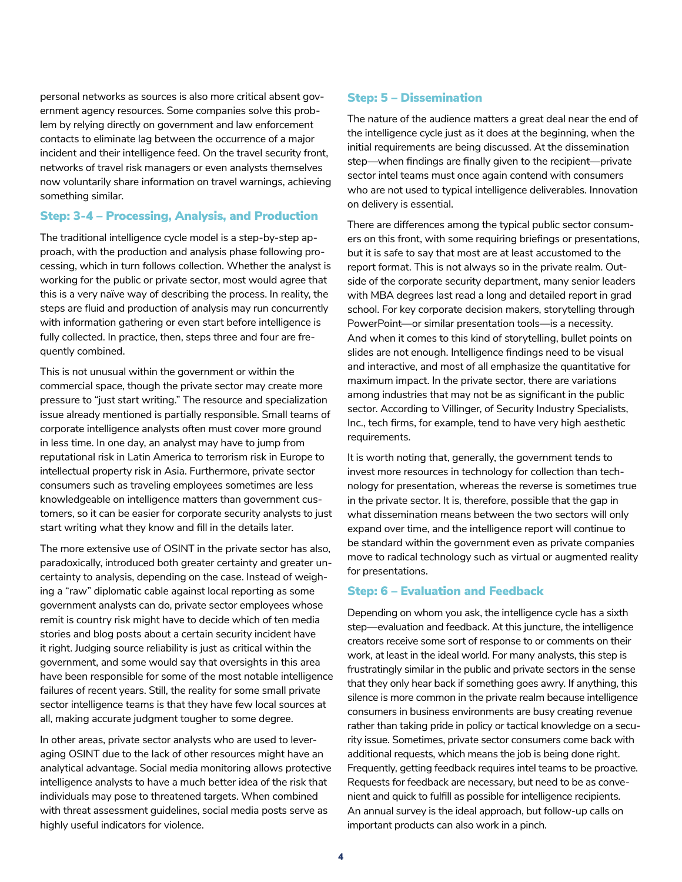personal networks as sources is also more critical absent government agency resources. Some companies solve this problem by relying directly on government and law enforcement contacts to eliminate lag between the occurrence of a major incident and their intelligence feed. On the travel security front, networks of travel risk managers or even analysts themselves now voluntarily share information on travel warnings, achieving something similar.

### Step: 3-4 – Processing, Analysis, and Production

The traditional intelligence cycle model is a step-by-step approach, with the production and analysis phase following processing, which in turn follows collection. Whether the analyst is working for the public or private sector, most would agree that this is a very naïve way of describing the process. In reality, the steps are fluid and production of analysis may run concurrently with information gathering or even start before intelligence is fully collected. In practice, then, steps three and four are frequently combined.

This is not unusual within the government or within the commercial space, though the private sector may create more pressure to "just start writing." The resource and specialization issue already mentioned is partially responsible. Small teams of corporate intelligence analysts often must cover more ground in less time. In one day, an analyst may have to jump from reputational risk in Latin America to terrorism risk in Europe to intellectual property risk in Asia. Furthermore, private sector consumers such as traveling employees sometimes are less knowledgeable on intelligence matters than government customers, so it can be easier for corporate security analysts to just start writing what they know and fill in the details later.

The more extensive use of OSINT in the private sector has also, paradoxically, introduced both greater certainty and greater uncertainty to analysis, depending on the case. Instead of weighing a "raw" diplomatic cable against local reporting as some government analysts can do, private sector employees whose remit is country risk might have to decide which of ten media stories and blog posts about a certain security incident have it right. Judging source reliability is just as critical within the government, and some would say that oversights in this area have been responsible for some of the most notable intelligence failures of recent years. Still, the reality for some small private sector intelligence teams is that they have few local sources at all, making accurate judgment tougher to some degree.

In other areas, private sector analysts who are used to leveraging OSINT due to the lack of other resources might have an analytical advantage. Social media monitoring allows protective intelligence analysts to have a much better idea of the risk that individuals may pose to threatened targets. When combined with threat assessment guidelines, social media posts serve as highly useful indicators for violence.

### Step: 5 – Dissemination

The nature of the audience matters a great deal near the end of the intelligence cycle just as it does at the beginning, when the initial requirements are being discussed. At the dissemination step—when findings are finally given to the recipient—private sector intel teams must once again contend with consumers who are not used to typical intelligence deliverables. Innovation on delivery is essential.

There are differences among the typical public sector consumers on this front, with some requiring briefings or presentations, but it is safe to say that most are at least accustomed to the report format. This is not always so in the private realm. Outside of the corporate security department, many senior leaders with MBA degrees last read a long and detailed report in grad school. For key corporate decision makers, storytelling through PowerPoint—or similar presentation tools—is a necessity. And when it comes to this kind of storytelling, bullet points on slides are not enough. Intelligence findings need to be visual and interactive, and most of all emphasize the quantitative for maximum impact. In the private sector, there are variations among industries that may not be as significant in the public sector. According to Villinger, of Security Industry Specialists, Inc., tech firms, for example, tend to have very high aesthetic requirements.

It is worth noting that, generally, the government tends to invest more resources in technology for collection than technology for presentation, whereas the reverse is sometimes true in the private sector. It is, therefore, possible that the gap in what dissemination means between the two sectors will only expand over time, and the intelligence report will continue to be standard within the government even as private companies move to radical technology such as virtual or augmented reality for presentations.

### Step: 6 – Evaluation and Feedback

Depending on whom you ask, the intelligence cycle has a sixth step—evaluation and feedback. At this juncture, the intelligence creators receive some sort of response to or comments on their work, at least in the ideal world. For many analysts, this step is frustratingly similar in the public and private sectors in the sense that they only hear back if something goes awry. If anything, this silence is more common in the private realm because intelligence consumers in business environments are busy creating revenue rather than taking pride in policy or tactical knowledge on a security issue. Sometimes, private sector consumers come back with additional requests, which means the job is being done right. Frequently, getting feedback requires intel teams to be proactive. Requests for feedback are necessary, but need to be as convenient and quick to fulfill as possible for intelligence recipients. An annual survey is the ideal approach, but follow-up calls on important products can also work in a pinch.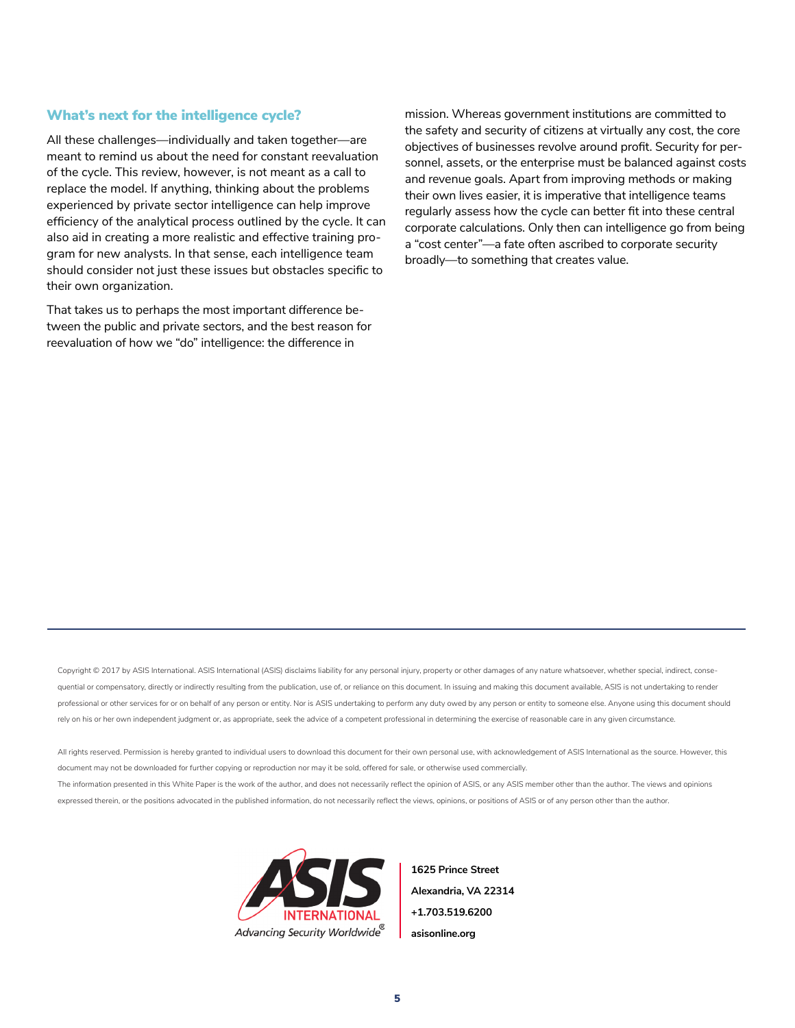## What's next for the intelligence cycle?

All these challenges—individually and taken together—are meant to remind us about the need for constant reevaluation of the cycle. This review, however, is not meant as a call to replace the model. If anything, thinking about the problems experienced by private sector intelligence can help improve efficiency of the analytical process outlined by the cycle. It can also aid in creating a more realistic and effective training program for new analysts. In that sense, each intelligence team should consider not just these issues but obstacles specific to their own organization.

That takes us to perhaps the most important difference between the public and private sectors, and the best reason for reevaluation of how we "do" intelligence: the difference in mission. Whereas government institutions are committed to the safety and security of citizens at virtually any cost, the core objectives of businesses revolve around profit. Security for personnel, assets, or the enterprise must be balanced against costs and revenue goals. Apart from improving methods or making their own lives easier, it is imperative that intelligence teams regularly assess how the cycle can better fit into these central corporate calculations. Only then can intelligence go from being a "cost center"—a fate often ascribed to corporate security broadly—to something that creates value.

---

Copyright © 2017 by ASIS International. ASIS International (ASIS) disclaims liability for any personal injury, property or other damages of any nature whatsoever, whether special, indirect, consequential or compensatory, directly or indirectly resulting from the publication, use of, or reliance on this document. In issuing and making this document available, ASIS is not undertaking to render professional or other services for or on behalf of any person or entity. Nor is ASIS undertaking to perform any duty owed by any person or entity to someone else. Anyone using this document should rely on his or her own independent judgment or, as appropriate, seek the advice of a competent professional in determining the exercise of reasonable care in any given circumstance.

All rights reserved. Permission is hereby granted to individual users to download this document for their own personal use, with acknowledgement of ASIS International as the source. However, this document may not be downloaded for further copying or reproduction nor may it be sold, offered for sale, or otherwise used commercially.

The information presented in this White Paper is the work of the author, and does not necessarily reflect the opinion of ASIS, or any ASIS member other than the author. The views and opinions expressed therein, or the positions advocated in the published information, do not necessarily reflect the views, opinions, or positions of ASIS or of any person other than the author.

ASIS INTERNATIONAL
*Advancing Security Worldwide®*

**1625 Prince Street**
**Alexandria, VA 22314**
**+1.703.519.6200**
**asisonline.org**